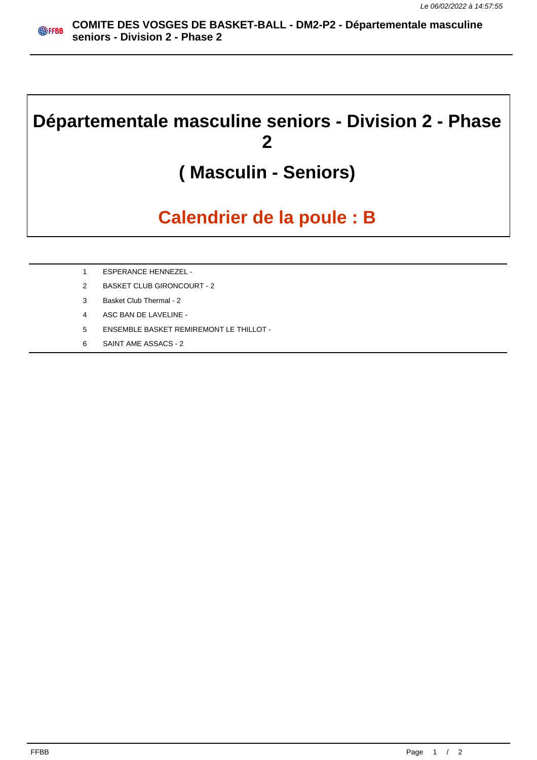# Départementale masculine seniors - Division 2 - Phase 2

## ( Masculin - Seniors)

## Calendrier de la poule : B

| | |
|---|---|
| 1 | ESPERANCE HENNEZEL - |
| 2 | BASKET CLUB GIRONCOURT - 2 |
| 3 | Basket Club Thermal - 2 |
| 4 | ASC BAN DE LAVELINE - |
| 5 | ENSEMBLE BASKET REMIREMONT LE THILLOT - |
| 6 | SAINT AME ASSACS - 2 |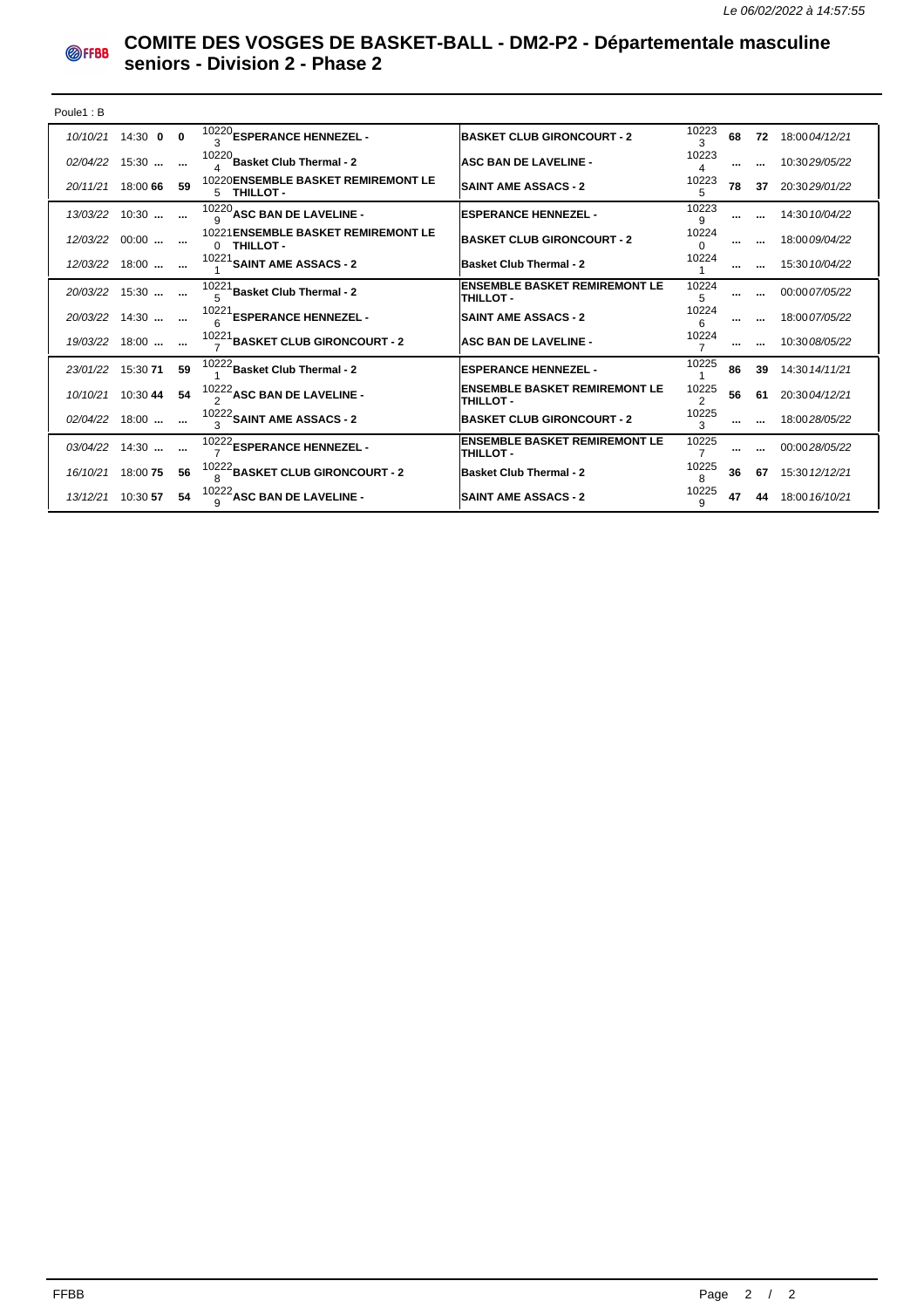# COMITE DES VOSGES DE BASKET-BALL - DM2-P2 - Départementale masculine seniors - Division 2 - Phase 2

Poule1 : B

| | | | | | | | | | | |
|---|---|---|---|---|---|---|---|---|---|---|
| 10/10/21 | 14:30 | 0 | 0 | 102203 | ESPERANCE HENNEZEL - | BASKET CLUB GIRONCOURT - 2 | 102233 | 68 | 72 | 18:00 04/12/21 |
| 02/04/22 | 15:30 | ... | ... | 102204 | Basket Club Thermal - 2 | ASC BAN DE LAVELINE - | 102234 | ... | ... | 10:30 29/05/22 |
| 20/11/21 | 18:00 | 66 | 59 | 102205 | ENSEMBLE BASKET REMIREMONT LE THILLOT - | SAINT AME ASSACS - 2 | 102235 | 78 | 37 | 20:30 29/01/22 |
| 13/03/22 | 10:30 | ... | ... | 102209 | ASC BAN DE LAVELINE - | ESPERANCE HENNEZEL - | 102239 | ... | ... | 14:30 10/04/22 |
| 12/03/22 | 00:00 | ... | ... | 102210 | ENSEMBLE BASKET REMIREMONT LE THILLOT - | BASKET CLUB GIRONCOURT - 2 | 102240 | ... | ... | 18:00 09/04/22 |
| 12/03/22 | 18:00 | ... | ... | 102211 | SAINT AME ASSACS - 2 | Basket Club Thermal - 2 | 102241 | ... | ... | 15:30 10/04/22 |
| 20/03/22 | 15:30 | ... | ... | 102215 | Basket Club Thermal - 2 | ENSEMBLE BASKET REMIREMONT LE THILLOT - | 102245 | ... | ... | 00:00 07/05/22 |
| 20/03/22 | 14:30 | ... | ... | 102216 | ESPERANCE HENNEZEL - | SAINT AME ASSACS - 2 | 102246 | ... | ... | 18:00 07/05/22 |
| 19/03/22 | 18:00 | ... | ... | 102217 | BASKET CLUB GIRONCOURT - 2 | ASC BAN DE LAVELINE - | 102247 | ... | ... | 10:30 08/05/22 |
| 23/01/22 | 15:30 | 71 | 59 | 102221 | Basket Club Thermal - 2 | ESPERANCE HENNEZEL - | 102251 | 86 | 39 | 14:30 14/11/21 |
| 10/10/21 | 10:30 | 44 | 54 | 102222 | ASC BAN DE LAVELINE - | ENSEMBLE BASKET REMIREMONT LE THILLOT - | 102252 | 56 | 61 | 20:30 04/12/21 |
| 02/04/22 | 18:00 | ... | ... | 102223 | SAINT AME ASSACS - 2 | BASKET CLUB GIRONCOURT - 2 | 102253 | ... | ... | 18:00 28/05/22 |
| 03/04/22 | 14:30 | ... | ... | 102227 | ESPERANCE HENNEZEL - | ENSEMBLE BASKET REMIREMONT LE THILLOT - | 102257 | ... | ... | 00:00 28/05/22 |
| 16/10/21 | 18:00 | 75 | 56 | 102228 | BASKET CLUB GIRONCOURT - 2 | Basket Club Thermal - 2 | 102258 | 36 | 67 | 15:30 12/12/21 |
| 13/12/21 | 10:30 | 57 | 54 | 102229 | ASC BAN DE LAVELINE - | SAINT AME ASSACS - 2 | 102259 | 47 | 44 | 18:00 16/10/21 |